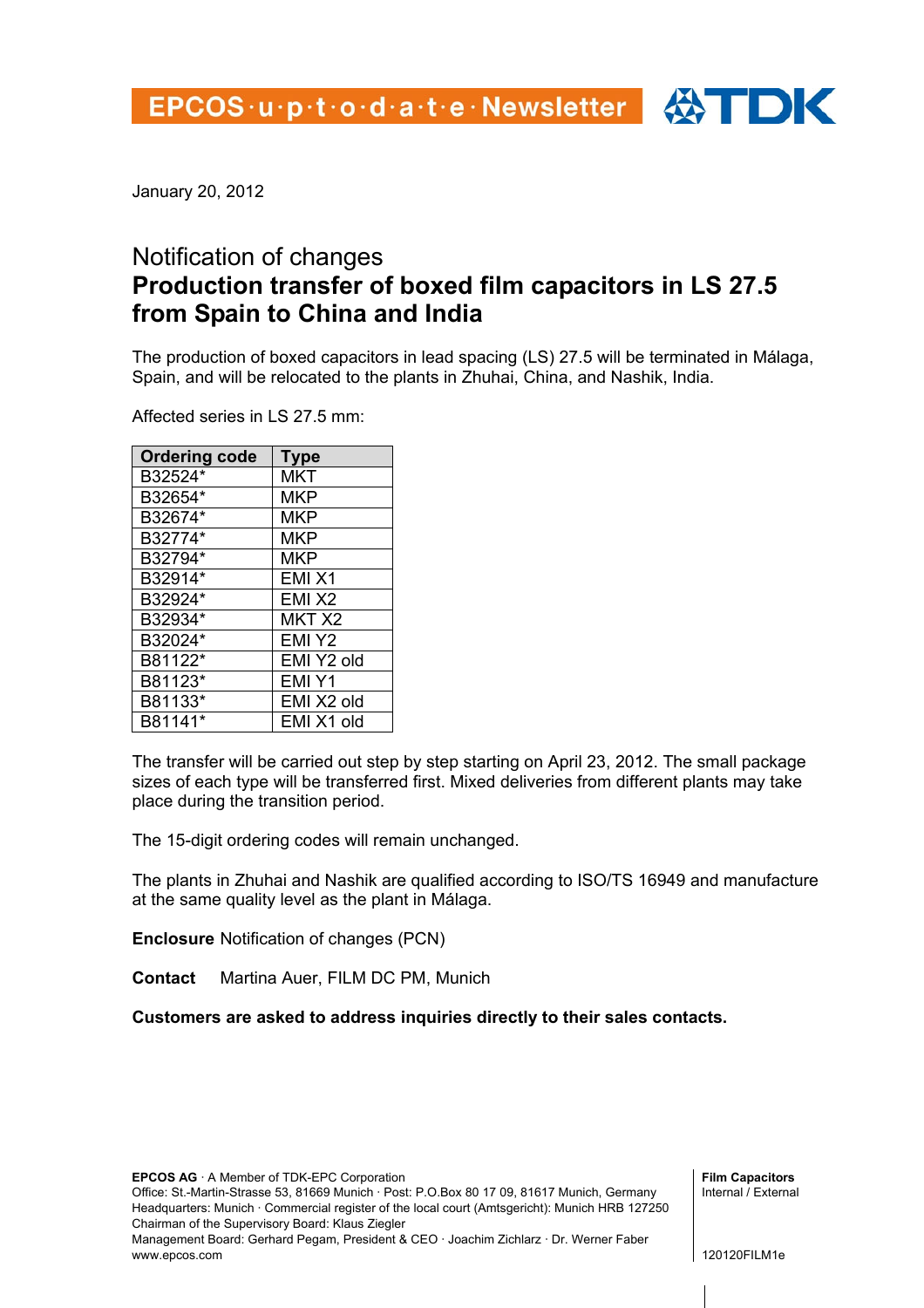EPCOS·u·p·t·o·d·a·t·e·Newsletter

January 20, 2012

# Notification of changes
## Production transfer of boxed film capacitors in LS 27.5 from Spain to China and India

The production of boxed capacitors in lead spacing (LS) 27.5 will be terminated in Málaga, Spain, and will be relocated to the plants in Zhuhai, China, and Nashik, India.

Affected series in LS 27.5 mm:

| Ordering code | Type |
|---|---|
| B32524* | MKT |
| B32654* | MKP |
| B32674* | MKP |
| B32774* | MKP |
| B32794* | MKP |
| B32914* | EMI X1 |
| B32924* | EMI X2 |
| B32934* | MKT X2 |
| B32024* | EMI Y2 |
| B81122* | EMI Y2 old |
| B81123* | EMI Y1 |
| B81133* | EMI X2 old |
| B81141* | EMI X1 old |

The transfer will be carried out step by step starting on April 23, 2012. The small package sizes of each type will be transferred first. Mixed deliveries from different plants may take place during the transition period.

The 15-digit ordering codes will remain unchanged.

The plants in Zhuhai and Nashik are qualified according to ISO/TS 16949 and manufacture at the same quality level as the plant in Málaga.

**Enclosure** Notification of changes (PCN)

**Contact** Martina Auer, FILM DC PM, Munich

**Customers are asked to address inquiries directly to their sales contacts.**

**EPCOS AG** · A Member of TDK-EPC Corporation
Office: St.-Martin-Strasse 53, 81669 Munich · Post: P.O.Box 80 17 09, 81617 Munich, Germany
Headquarters: Munich · Commercial register of the local court (Amtsgericht): Munich HRB 127250
Chairman of the Supervisory Board: Klaus Ziegler
Management Board: Gerhard Pegam, President & CEO · Joachim Zichlarz · Dr. Werner Faber
www.epcos.com

**Film Capacitors**
Internal / External

120120FILM1e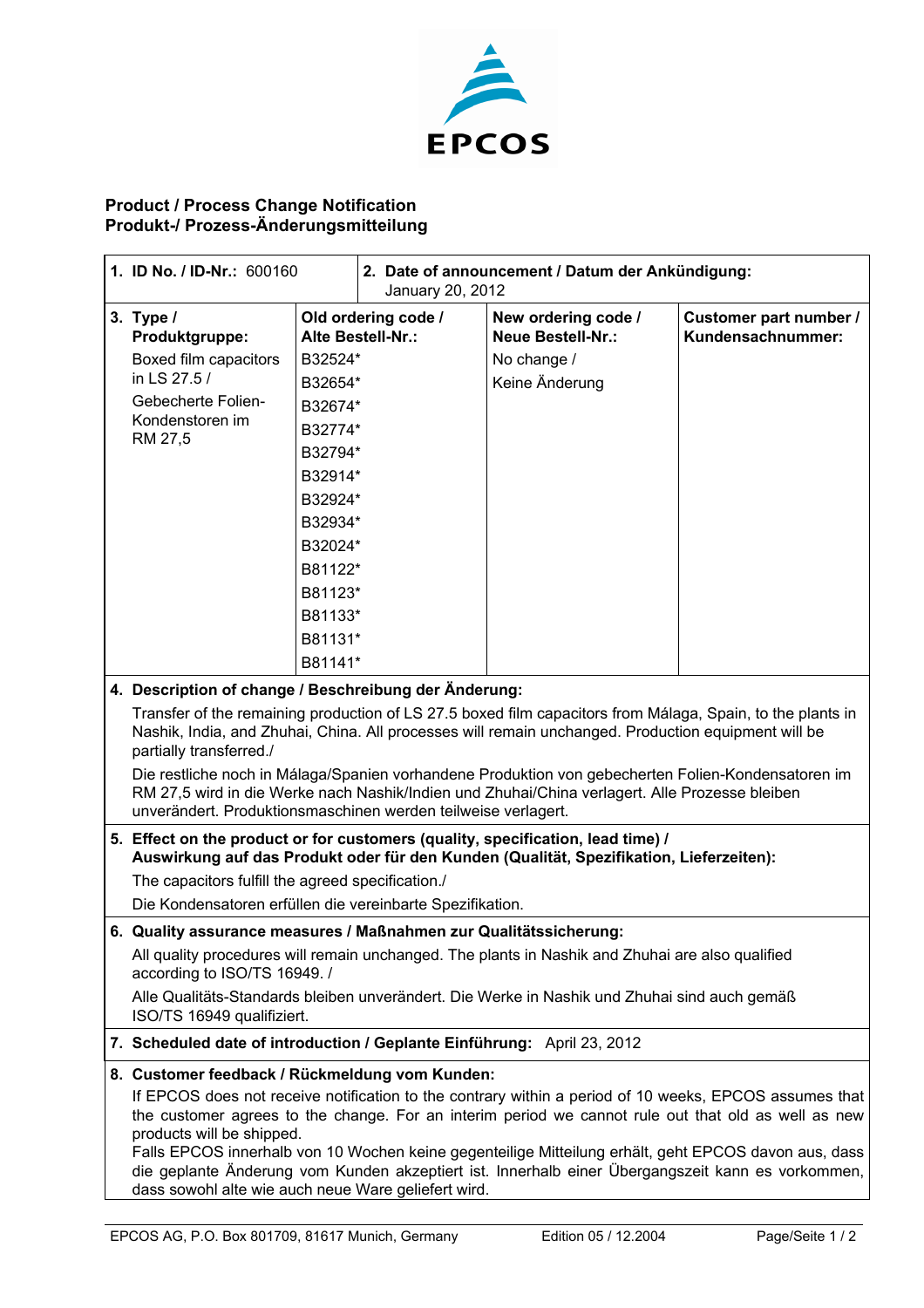EPCOS

## Product / Process Change Notification
## Produkt-/ Prozess-Änderungsmitteilung

| **1. ID No. / ID-Nr.:** 600160 | **2. Date of announcement / Datum der Ankündigung:** January 20, 2012 | | |
|---|---|---|---|
| **3. Type / Produktgruppe:** | **Old ordering code / Alte Bestell-Nr.:** | **New ordering code / Neue Bestell-Nr.:** | **Customer part number / Kundensachnummer:** |
| Boxed film capacitors in LS 27.5 / Gebecherte Folien-Kondenstoren im RM 27,5 | B32524* B32654* B32674* B32774* B32794* B32914* B32924* B32934* B32024* B81122* B81123* B81133* B81131* B81141* | No change / Keine Änderung | |

**4. Description of change / Beschreibung der Änderung:**

Transfer of the remaining production of LS 27.5 boxed film capacitors from Málaga, Spain, to the plants in Nashik, India, and Zhuhai, China. All processes will remain unchanged. Production equipment will be partially transferred./

Die restliche noch in Málaga/Spanien vorhandene Produktion von gebecherten Folien-Kondensatoren im RM 27,5 wird in die Werke nach Nashik/Indien und Zhuhai/China verlagert. Alle Prozesse bleiben unverändert. Produktionsmaschinen werden teilweise verlagert.

**5. Effect on the product or for customers (quality, specification, lead time) / Auswirkung auf das Produkt oder für den Kunden (Qualität, Spezifikation, Lieferzeiten):**

The capacitors fulfill the agreed specification./

Die Kondensatoren erfüllen die vereinbarte Spezifikation.

**6. Quality assurance measures / Maßnahmen zur Qualitätssicherung:**

All quality procedures will remain unchanged. The plants in Nashik and Zhuhai are also qualified according to ISO/TS 16949. /

Alle Qualitäts-Standards bleiben unverändert. Die Werke in Nashik und Zhuhai sind auch gemäß ISO/TS 16949 qualifiziert.

**7. Scheduled date of introduction / Geplante Einführung:** April 23, 2012

**8. Customer feedback / Rückmeldung vom Kunden:**

If EPCOS does not receive notification to the contrary within a period of 10 weeks, EPCOS assumes that the customer agrees to the change. For an interim period we cannot rule out that old as well as new products will be shipped.

Falls EPCOS innerhalb von 10 Wochen keine gegenteilige Mitteilung erhält, geht EPCOS davon aus, dass die geplante Änderung vom Kunden akzeptiert ist. Innerhalb einer Übergangszeit kann es vorkommen, dass sowohl alte wie auch neue Ware geliefert wird.

EPCOS AG, P.O. Box 801709, 81617 Munich, Germany Edition 05 / 12.2004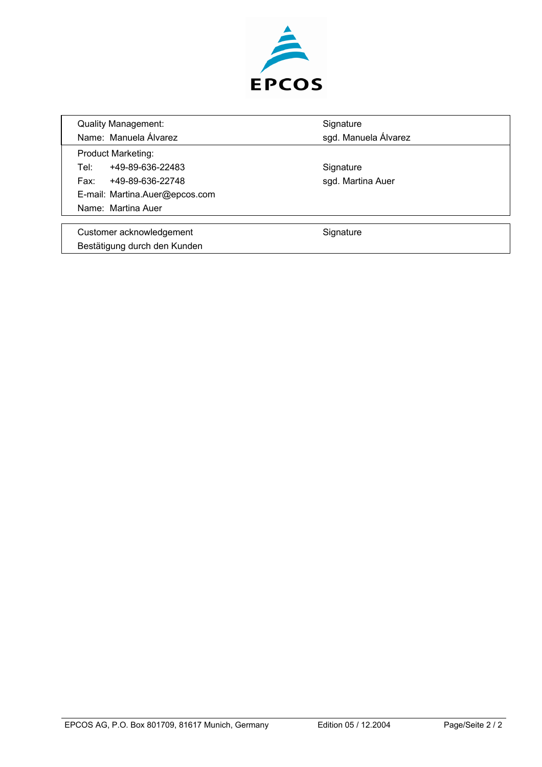EPCOS

| | |
|---|---|
| Quality Management: | Signature |
| Name: Manuela Álvarez | sgd. Manuela Álvarez |
| Product Marketing: | |
| Tel: +49-89-636-22483 | Signature |
| Fax: +49-89-636-22748 | sgd. Martina Auer |
| E-mail: Martina.Auer@epcos.com | |
| Name: Martina Auer | |

| | |
|---|---|
| Customer acknowledgement | Signature |
| Bestätigung durch den Kunden | |

EPCOS AG, P.O. Box 801709, 81617 Munich, Germany    Edition 05 / 12.2004